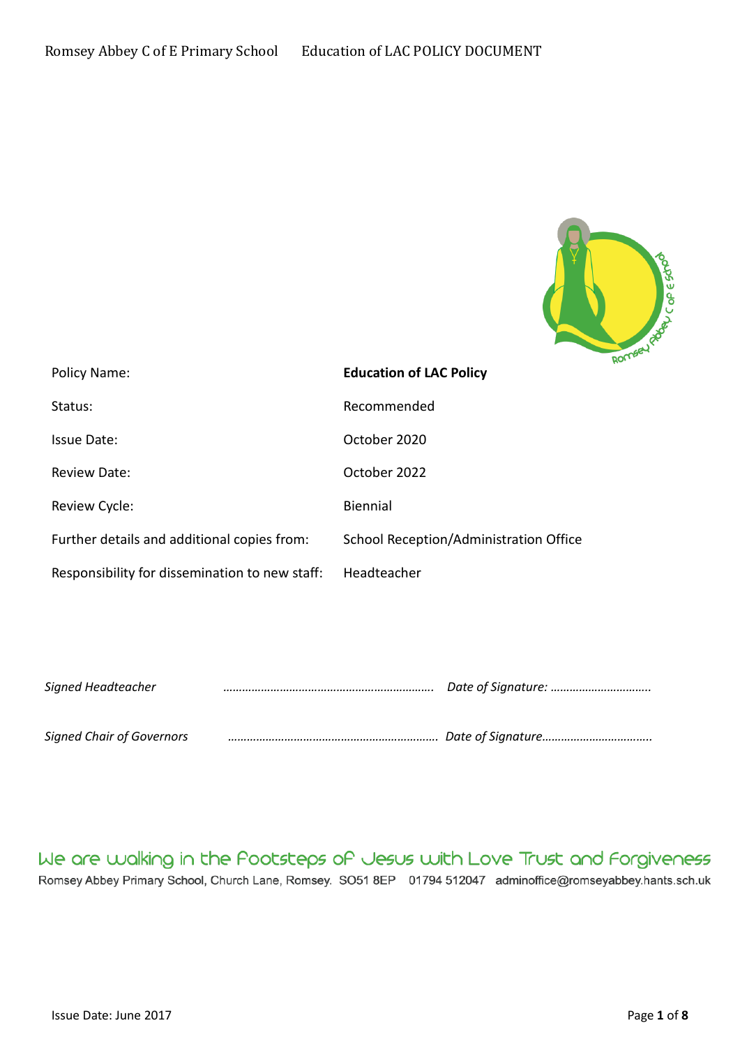| Policy Name: | **Education of LAC Policy** |
| --- | --- |
| Status: | Recommended |
| Issue Date: | October 2020 |
| Review Date: | October 2022 |
| Review Cycle: | Biennial |
| Further details and additional copies from: | School Reception/Administration Office |
| Responsibility for dissemination to new staff: | Headteacher |

*Signed Headteacher* ………………………………………………………. *Date of Signature:* …………………………..

*Signed Chair of Governors* ………………………………………………………. *Date of Signature*……………………………..

We are walking in the Footsteps of Jesus with Love Trust and Forgiveness

Romsey Abbey Primary School, Church Lane, Romsey. SO51 8EP 01794 512047 adminoffice@romseyabbey.hants.sch.uk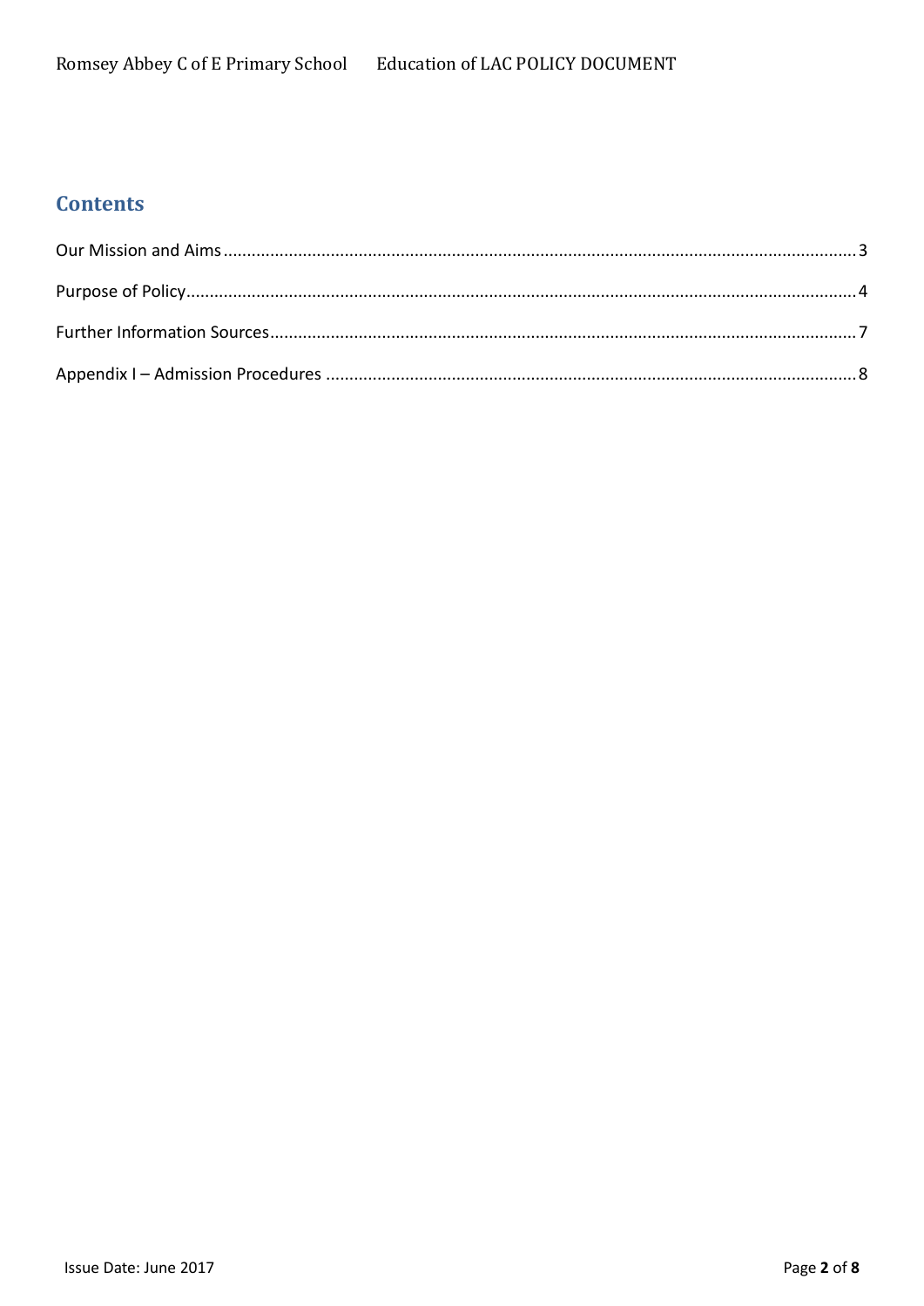## Contents

Our Mission and Aims ..... 3

Purpose of Policy ..... 4

Further Information Sources ..... 7

Appendix I – Admission Procedures ..... 8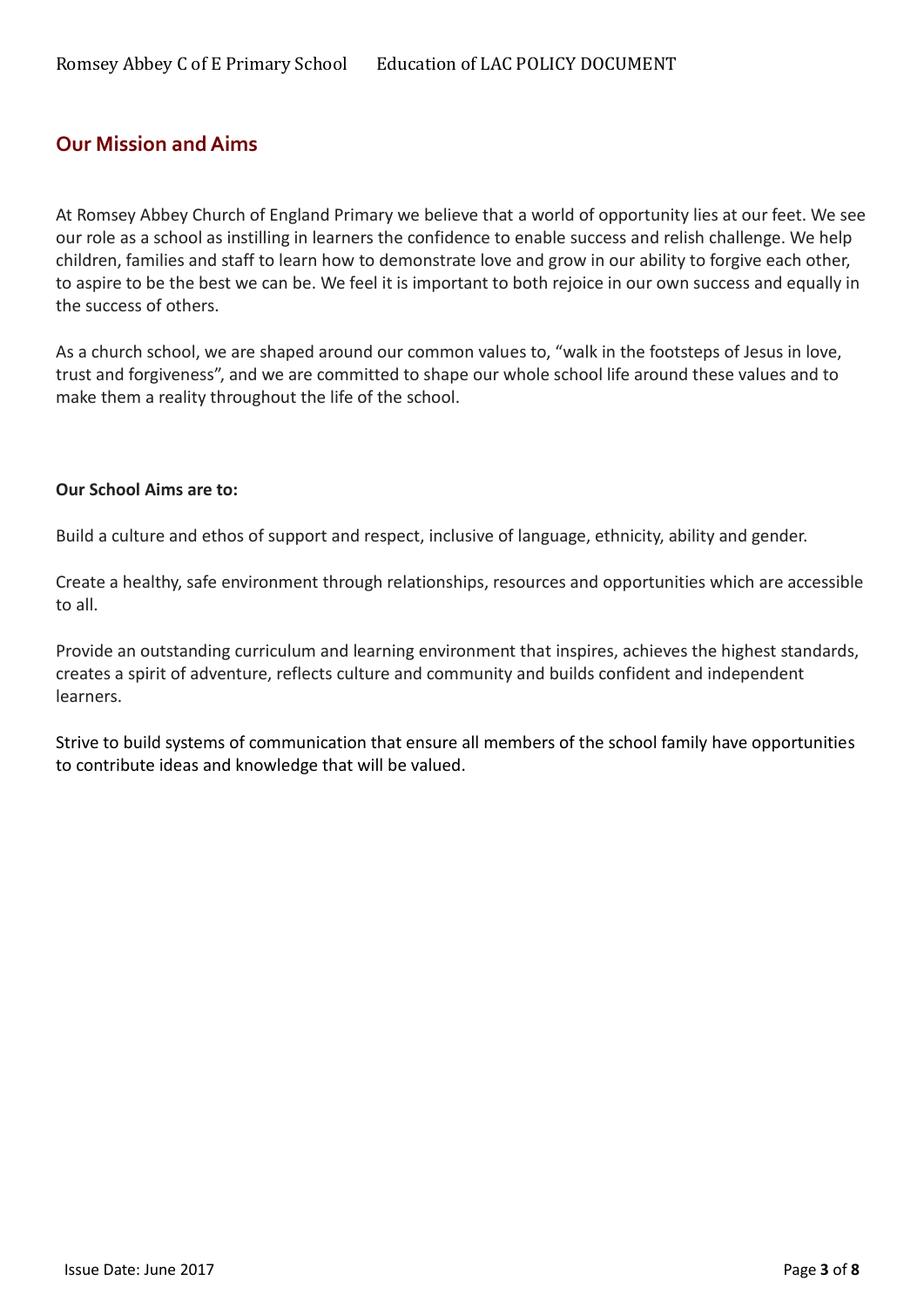## Our Mission and Aims

At Romsey Abbey Church of England Primary we believe that a world of opportunity lies at our feet. We see our role as a school as instilling in learners the confidence to enable success and relish challenge. We help children, families and staff to learn how to demonstrate love and grow in our ability to forgive each other, to aspire to be the best we can be. We feel it is important to both rejoice in our own success and equally in the success of others.

As a church school, we are shaped around our common values to, "walk in the footsteps of Jesus in love, trust and forgiveness", and we are committed to shape our whole school life around these values and to make them a reality throughout the life of the school.

**Our School Aims are to:**

Build a culture and ethos of support and respect, inclusive of language, ethnicity, ability and gender.

Create a healthy, safe environment through relationships, resources and opportunities which are accessible to all.

Provide an outstanding curriculum and learning environment that inspires, achieves the highest standards, creates a spirit of adventure, reflects culture and community and builds confident and independent learners.

Strive to build systems of communication that ensure all members of the school family have opportunities to contribute ideas and knowledge that will be valued.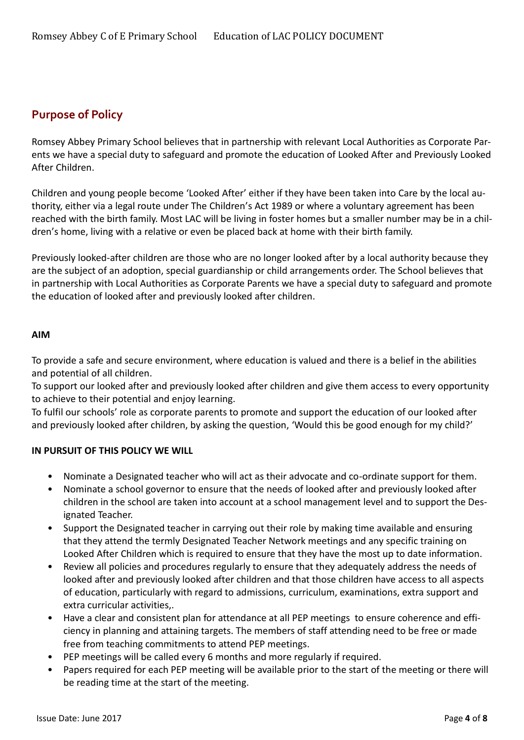## Purpose of Policy

Romsey Abbey Primary School believes that in partnership with relevant Local Authorities as Corporate Parents we have a special duty to safeguard and promote the education of Looked After and Previously Looked After Children.

Children and young people become 'Looked After' either if they have been taken into Care by the local authority, either via a legal route under The Children's Act 1989 or where a voluntary agreement has been reached with the birth family. Most LAC will be living in foster homes but a smaller number may be in a children's home, living with a relative or even be placed back at home with their birth family.

Previously looked-after children are those who are no longer looked after by a local authority because they are the subject of an adoption, special guardianship or child arrangements order. The School believes that in partnership with Local Authorities as Corporate Parents we have a special duty to safeguard and promote the education of looked after and previously looked after children.

**AIM**

To provide a safe and secure environment, where education is valued and there is a belief in the abilities and potential of all children.
To support our looked after and previously looked after children and give them access to every opportunity to achieve to their potential and enjoy learning.
To fulfil our schools' role as corporate parents to promote and support the education of our looked after and previously looked after children, by asking the question, 'Would this be good enough for my child?'

**IN PURSUIT OF THIS POLICY WE WILL**

- Nominate a Designated teacher who will act as their advocate and co-ordinate support for them.
- Nominate a school governor to ensure that the needs of looked after and previously looked after children in the school are taken into account at a school management level and to support the Designated Teacher.
- Support the Designated teacher in carrying out their role by making time available and ensuring that they attend the termly Designated Teacher Network meetings and any specific training on Looked After Children which is required to ensure that they have the most up to date information.
- Review all policies and procedures regularly to ensure that they adequately address the needs of looked after and previously looked after children and that those children have access to all aspects of education, particularly with regard to admissions, curriculum, examinations, extra support and extra curricular activities,.
- Have a clear and consistent plan for attendance at all PEP meetings to ensure coherence and efficiency in planning and attaining targets. The members of staff attending need to be free or made free from teaching commitments to attend PEP meetings.
- PEP meetings will be called every 6 months and more regularly if required.
- Papers required for each PEP meeting will be available prior to the start of the meeting or there will be reading time at the start of the meeting.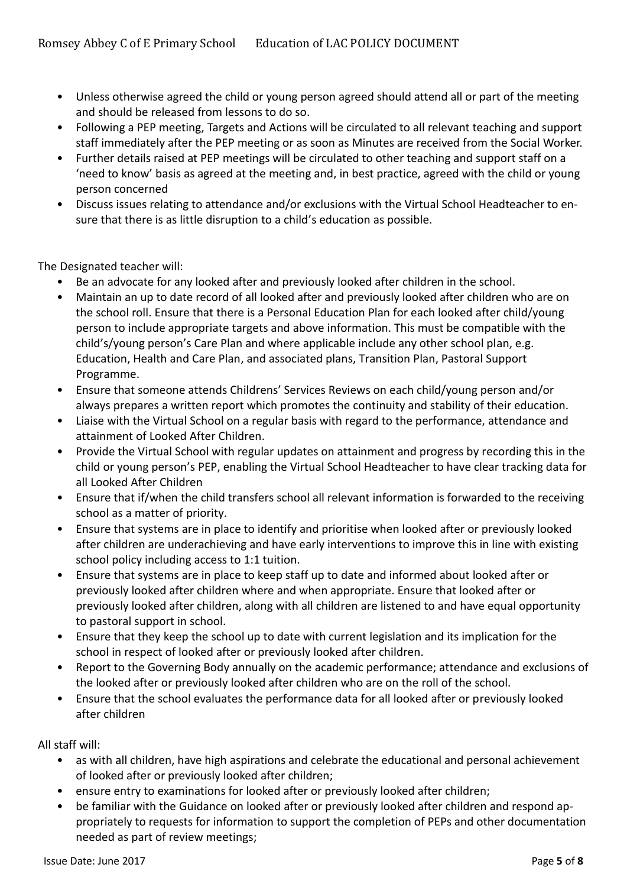- Unless otherwise agreed the child or young person agreed should attend all or part of the meeting and should be released from lessons to do so.
- Following a PEP meeting, Targets and Actions will be circulated to all relevant teaching and support staff immediately after the PEP meeting or as soon as Minutes are received from the Social Worker.
- Further details raised at PEP meetings will be circulated to other teaching and support staff on a 'need to know' basis as agreed at the meeting and, in best practice, agreed with the child or young person concerned
- Discuss issues relating to attendance and/or exclusions with the Virtual School Headteacher to ensure that there is as little disruption to a child's education as possible.

The Designated teacher will:

- Be an advocate for any looked after and previously looked after children in the school.
- Maintain an up to date record of all looked after and previously looked after children who are on the school roll. Ensure that there is a Personal Education Plan for each looked after child/young person to include appropriate targets and above information. This must be compatible with the child's/young person's Care Plan and where applicable include any other school plan, e.g. Education, Health and Care Plan, and associated plans, Transition Plan, Pastoral Support Programme.
- Ensure that someone attends Childrens' Services Reviews on each child/young person and/or always prepares a written report which promotes the continuity and stability of their education.
- Liaise with the Virtual School on a regular basis with regard to the performance, attendance and attainment of Looked After Children.
- Provide the Virtual School with regular updates on attainment and progress by recording this in the child or young person's PEP, enabling the Virtual School Headteacher to have clear tracking data for all Looked After Children
- Ensure that if/when the child transfers school all relevant information is forwarded to the receiving school as a matter of priority.
- Ensure that systems are in place to identify and prioritise when looked after or previously looked after children are underachieving and have early interventions to improve this in line with existing school policy including access to 1:1 tuition.
- Ensure that systems are in place to keep staff up to date and informed about looked after or previously looked after children where and when appropriate. Ensure that looked after or previously looked after children, along with all children are listened to and have equal opportunity to pastoral support in school.
- Ensure that they keep the school up to date with current legislation and its implication for the school in respect of looked after or previously looked after children.
- Report to the Governing Body annually on the academic performance; attendance and exclusions of the looked after or previously looked after children who are on the roll of the school.
- Ensure that the school evaluates the performance data for all looked after or previously looked after children

All staff will:

- as with all children, have high aspirations and celebrate the educational and personal achievement of looked after or previously looked after children;
- ensure entry to examinations for looked after or previously looked after children;
- be familiar with the Guidance on looked after or previously looked after children and respond appropriately to requests for information to support the completion of PEPs and other documentation needed as part of review meetings;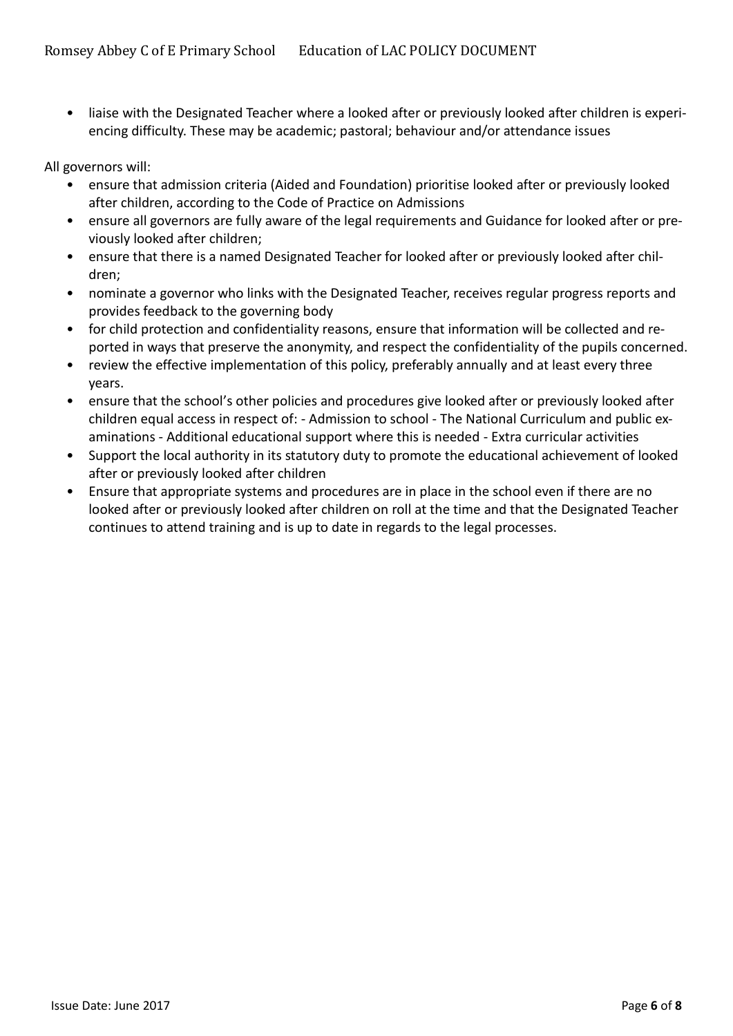- liaise with the Designated Teacher where a looked after or previously looked after children is experiencing difficulty. These may be academic; pastoral; behaviour and/or attendance issues

All governors will:

- ensure that admission criteria (Aided and Foundation) prioritise looked after or previously looked after children, according to the Code of Practice on Admissions
- ensure all governors are fully aware of the legal requirements and Guidance for looked after or previously looked after children;
- ensure that there is a named Designated Teacher for looked after or previously looked after children;
- nominate a governor who links with the Designated Teacher, receives regular progress reports and provides feedback to the governing body
- for child protection and confidentiality reasons, ensure that information will be collected and reported in ways that preserve the anonymity, and respect the confidentiality of the pupils concerned.
- review the effective implementation of this policy, preferably annually and at least every three years.
- ensure that the school's other policies and procedures give looked after or previously looked after children equal access in respect of: - Admission to school - The National Curriculum and public examinations - Additional educational support where this is needed - Extra curricular activities
- Support the local authority in its statutory duty to promote the educational achievement of looked after or previously looked after children
- Ensure that appropriate systems and procedures are in place in the school even if there are no looked after or previously looked after children on roll at the time and that the Designated Teacher continues to attend training and is up to date in regards to the legal processes.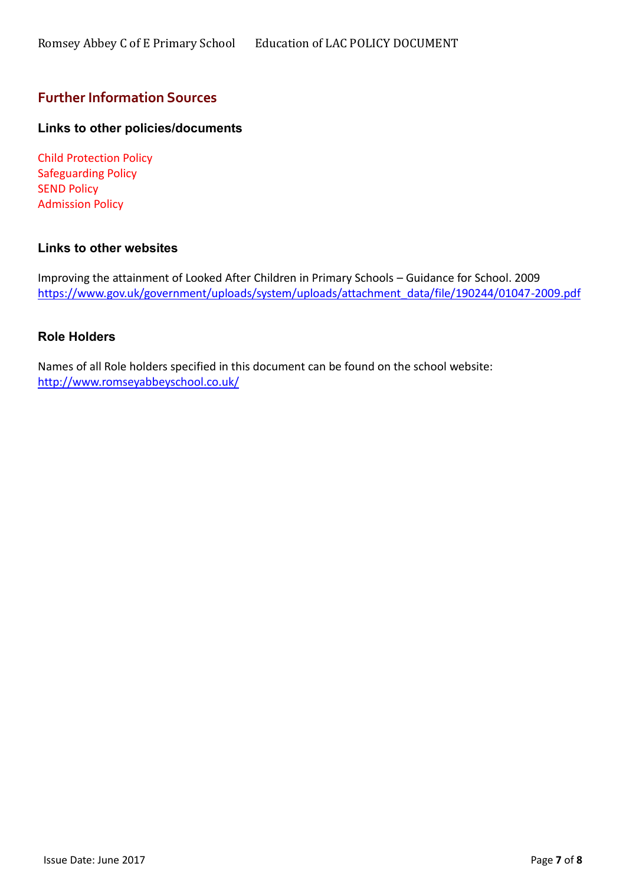## Further Information Sources

### Links to other policies/documents

Child Protection Policy
Safeguarding Policy
SEND Policy
Admission Policy

### Links to other websites

Improving the attainment of Looked After Children in Primary Schools – Guidance for School. 2009
https://www.gov.uk/government/uploads/system/uploads/attachment_data/file/190244/01047-2009.pdf

### Role Holders

Names of all Role holders specified in this document can be found on the school website:
http://www.romseyabbeyschool.co.uk/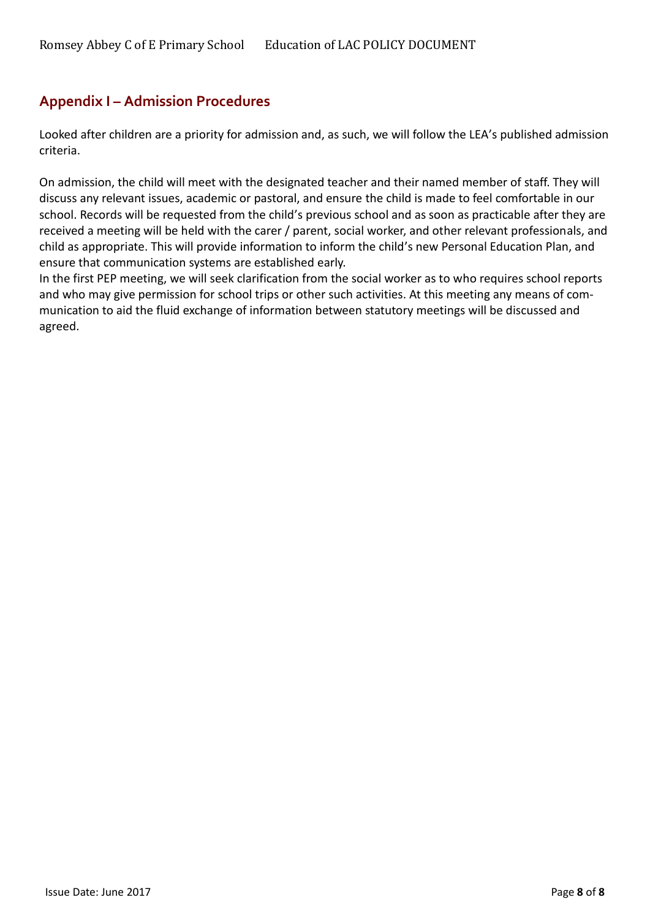## Appendix I – Admission Procedures

Looked after children are a priority for admission and, as such, we will follow the LEA's published admission criteria.

On admission, the child will meet with the designated teacher and their named member of staff. They will discuss any relevant issues, academic or pastoral, and ensure the child is made to feel comfortable in our school. Records will be requested from the child's previous school and as soon as practicable after they are received a meeting will be held with the carer / parent, social worker, and other relevant professionals, and child as appropriate. This will provide information to inform the child's new Personal Education Plan, and ensure that communication systems are established early.

In the first PEP meeting, we will seek clarification from the social worker as to who requires school reports and who may give permission for school trips or other such activities. At this meeting any means of communication to aid the fluid exchange of information between statutory meetings will be discussed and agreed.